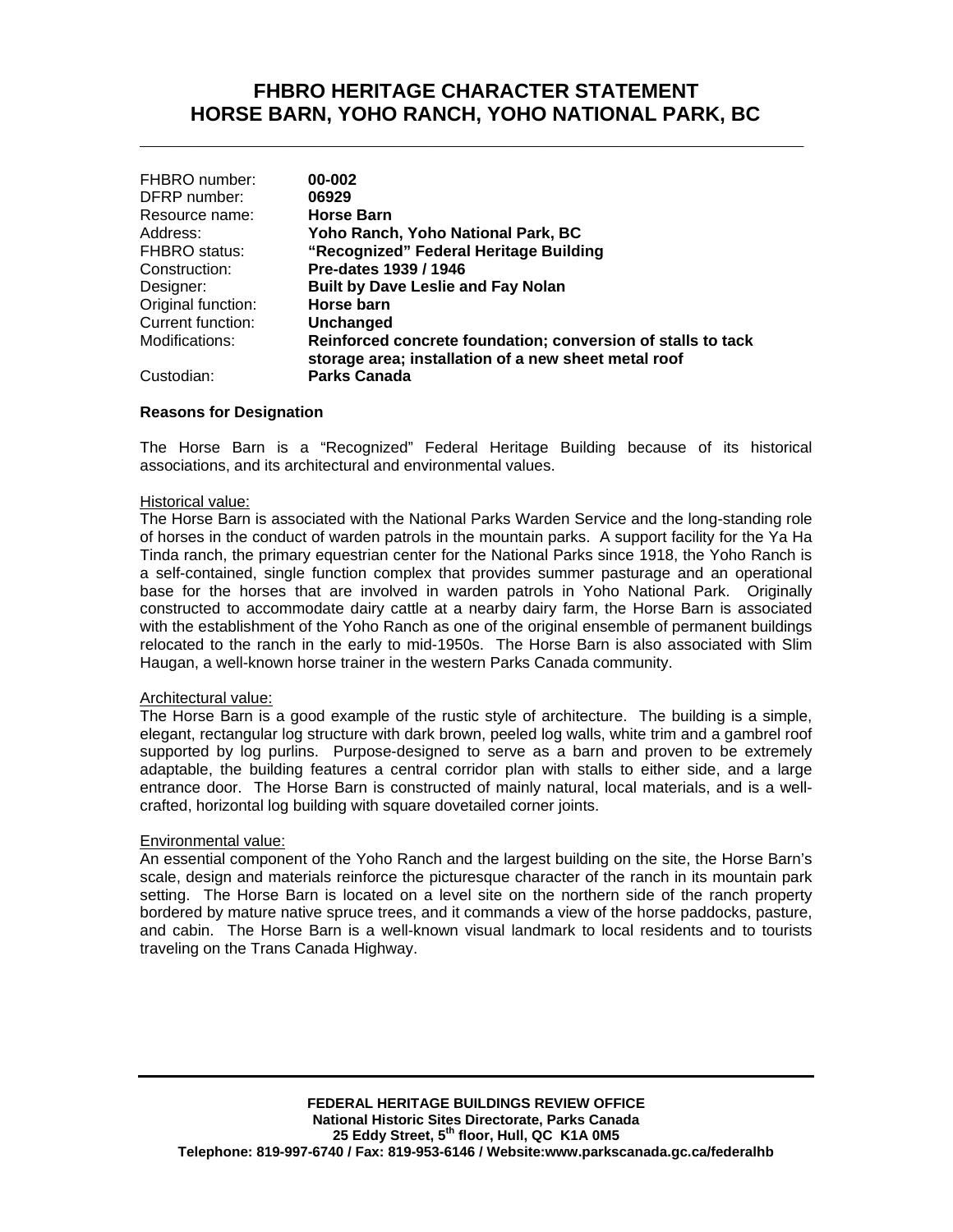# FHBRO HERITAGE CHARACTER STATEMENT
# HORSE BARN, YOHO RANCH, YOHO NATIONAL PARK, BC

| | |
|---|---|
| FHBRO number: | **00-002** |
| DFRP number: | **06929** |
| Resource name: | **Horse Barn** |
| Address: | **Yoho Ranch, Yoho National Park, BC** |
| FHBRO status: | **“Recognized” Federal Heritage Building** |
| Construction: | **Pre-dates 1939 / 1946** |
| Designer: | **Built by Dave Leslie and Fay Nolan** |
| Original function: | **Horse barn** |
| Current function: | **Unchanged** |
| Modifications: | **Reinforced concrete foundation; conversion of stalls to tack storage area; installation of a new sheet metal roof** |
| Custodian: | **Parks Canada** |

**Reasons for Designation**

The Horse Barn is a “Recognized” Federal Heritage Building because of its historical associations, and its architectural and environmental values.

Historical value:

The Horse Barn is associated with the National Parks Warden Service and the long-standing role of horses in the conduct of warden patrols in the mountain parks. A support facility for the Ya Ha Tinda ranch, the primary equestrian center for the National Parks since 1918, the Yoho Ranch is a self-contained, single function complex that provides summer pasturage and an operational base for the horses that are involved in warden patrols in Yoho National Park. Originally constructed to accommodate dairy cattle at a nearby dairy farm, the Horse Barn is associated with the establishment of the Yoho Ranch as one of the original ensemble of permanent buildings relocated to the ranch in the early to mid-1950s. The Horse Barn is also associated with Slim Haugan, a well-known horse trainer in the western Parks Canada community.

Architectural value:

The Horse Barn is a good example of the rustic style of architecture. The building is a simple, elegant, rectangular log structure with dark brown, peeled log walls, white trim and a gambrel roof supported by log purlins. Purpose-designed to serve as a barn and proven to be extremely adaptable, the building features a central corridor plan with stalls to either side, and a large entrance door. The Horse Barn is constructed of mainly natural, local materials, and is a well-crafted, horizontal log building with square dovetailed corner joints.

Environmental value:

An essential component of the Yoho Ranch and the largest building on the site, the Horse Barn’s scale, design and materials reinforce the picturesque character of the ranch in its mountain park setting. The Horse Barn is located on a level site on the northern side of the ranch property bordered by mature native spruce trees, and it commands a view of the horse paddocks, pasture, and cabin. The Horse Barn is a well-known visual landmark to local residents and to tourists traveling on the Trans Canada Highway.

**FEDERAL HERITAGE BUILDINGS REVIEW OFFICE**
**National Historic Sites Directorate, Parks Canada**
**25 Eddy Street, 5th floor, Hull, QC K1A 0M5**
**Telephone: 819-997-6740 / Fax: 819-953-6146 / Website:www.parkscanada.gc.ca/federalhb**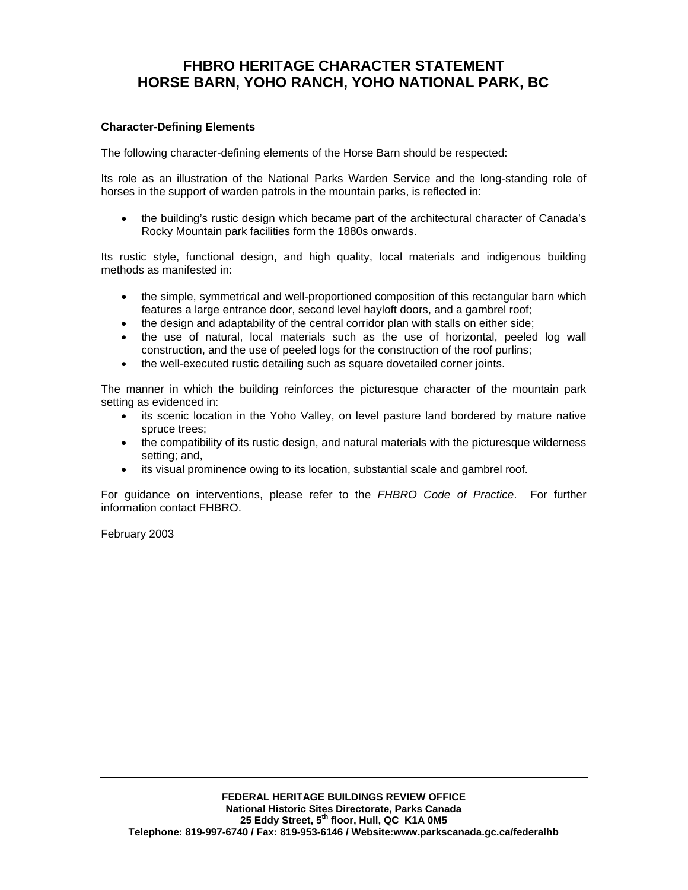# FHBRO HERITAGE CHARACTER STATEMENT
# HORSE BARN, YOHO RANCH, YOHO NATIONAL PARK, BC

**Character-Defining Elements**

The following character-defining elements of the Horse Barn should be respected:

Its role as an illustration of the National Parks Warden Service and the long-standing role of horses in the support of warden patrols in the mountain parks, is reflected in:

- the building's rustic design which became part of the architectural character of Canada's Rocky Mountain park facilities form the 1880s onwards.

Its rustic style, functional design, and high quality, local materials and indigenous building methods as manifested in:

- the simple, symmetrical and well-proportioned composition of this rectangular barn which features a large entrance door, second level hayloft doors, and a gambrel roof;
- the design and adaptability of the central corridor plan with stalls on either side;
- the use of natural, local materials such as the use of horizontal, peeled log wall construction, and the use of peeled logs for the construction of the roof purlins;
- the well-executed rustic detailing such as square dovetailed corner joints.

The manner in which the building reinforces the picturesque character of the mountain park setting as evidenced in:

- its scenic location in the Yoho Valley, on level pasture land bordered by mature native spruce trees;
- the compatibility of its rustic design, and natural materials with the picturesque wilderness setting; and,
- its visual prominence owing to its location, substantial scale and gambrel roof.

For guidance on interventions, please refer to the *FHBRO Code of Practice*. For further information contact FHBRO.

February 2003

**FEDERAL HERITAGE BUILDINGS REVIEW OFFICE**
**National Historic Sites Directorate, Parks Canada**
**25 Eddy Street, 5th floor, Hull, QC K1A 0M5**
**Telephone: 819-997-6740 / Fax: 819-953-6146 / Website:www.parkscanada.gc.ca/federalhb**